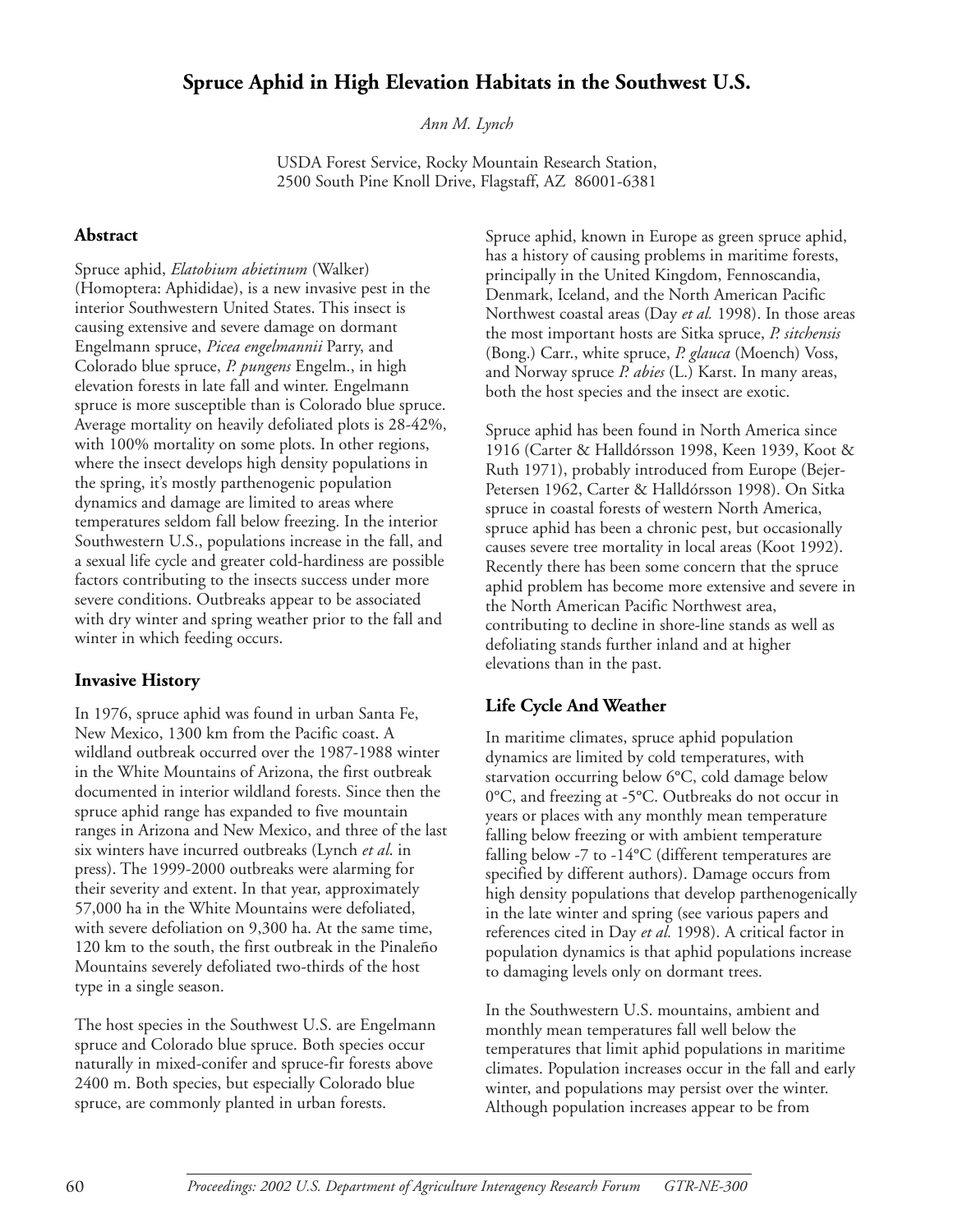# Spruce Aphid in High Elevation Habitats in the Southwest U.S.

*Ann M. Lynch*

USDA Forest Service, Rocky Mountain Research Station,
2500 South Pine Knoll Drive, Flagstaff, AZ 86001-6381

## Abstract

Spruce aphid, *Elatobium abietinum* (Walker) (Homoptera: Aphididae), is a new invasive pest in the interior Southwestern United States. This insect is causing extensive and severe damage on dormant Engelmann spruce, *Picea engelmannii* Parry, and Colorado blue spruce, *P. pungens* Engelm., in high elevation forests in late fall and winter. Engelmann spruce is more susceptible than is Colorado blue spruce. Average mortality on heavily defoliated plots is 28-42%, with 100% mortality on some plots. In other regions, where the insect develops high density populations in the spring, it's mostly parthenogenic population dynamics and damage are limited to areas where temperatures seldom fall below freezing. In the interior Southwestern U.S., populations increase in the fall, and a sexual life cycle and greater cold-hardiness are possible factors contributing to the insects success under more severe conditions. Outbreaks appear to be associated with dry winter and spring weather prior to the fall and winter in which feeding occurs.

## Invasive History

In 1976, spruce aphid was found in urban Santa Fe, New Mexico, 1300 km from the Pacific coast. A wildland outbreak occurred over the 1987-1988 winter in the White Mountains of Arizona, the first outbreak documented in interior wildland forests. Since then the spruce aphid range has expanded to five mountain ranges in Arizona and New Mexico, and three of the last six winters have incurred outbreaks (Lynch *et al*. in press). The 1999-2000 outbreaks were alarming for their severity and extent. In that year, approximately 57,000 ha in the White Mountains were defoliated, with severe defoliation on 9,300 ha. At the same time, 120 km to the south, the first outbreak in the Pinaleño Mountains severely defoliated two-thirds of the host type in a single season.

The host species in the Southwest U.S. are Engelmann spruce and Colorado blue spruce. Both species occur naturally in mixed-conifer and spruce-fir forests above 2400 m. Both species, but especially Colorado blue spruce, are commonly planted in urban forests.

Spruce aphid, known in Europe as green spruce aphid, has a history of causing problems in maritime forests, principally in the United Kingdom, Fennoscandia, Denmark, Iceland, and the North American Pacific Northwest coastal areas (Day *et al.* 1998). In those areas the most important hosts are Sitka spruce, *P. sitchensis* (Bong.) Carr., white spruce, *P. glauca* (Moench) Voss, and Norway spruce *P. abies* (L.) Karst. In many areas, both the host species and the insect are exotic.

Spruce aphid has been found in North America since 1916 (Carter & Halldórsson 1998, Keen 1939, Koot & Ruth 1971), probably introduced from Europe (Bejer-Petersen 1962, Carter & Halldórsson 1998). On Sitka spruce in coastal forests of western North America, spruce aphid has been a chronic pest, but occasionally causes severe tree mortality in local areas (Koot 1992). Recently there has been some concern that the spruce aphid problem has become more extensive and severe in the North American Pacific Northwest area, contributing to decline in shore-line stands as well as defoliating stands further inland and at higher elevations than in the past.

## Life Cycle And Weather

In maritime climates, spruce aphid population dynamics are limited by cold temperatures, with starvation occurring below 6°C, cold damage below 0°C, and freezing at -5°C. Outbreaks do not occur in years or places with any monthly mean temperature falling below freezing or with ambient temperature falling below -7 to -14°C (different temperatures are specified by different authors). Damage occurs from high density populations that develop parthenogenically in the late winter and spring (see various papers and references cited in Day *et al.* 1998). A critical factor in population dynamics is that aphid populations increase to damaging levels only on dormant trees.

In the Southwestern U.S. mountains, ambient and monthly mean temperatures fall well below the temperatures that limit aphid populations in maritime climates. Population increases occur in the fall and early winter, and populations may persist over the winter. Although population increases appear to be from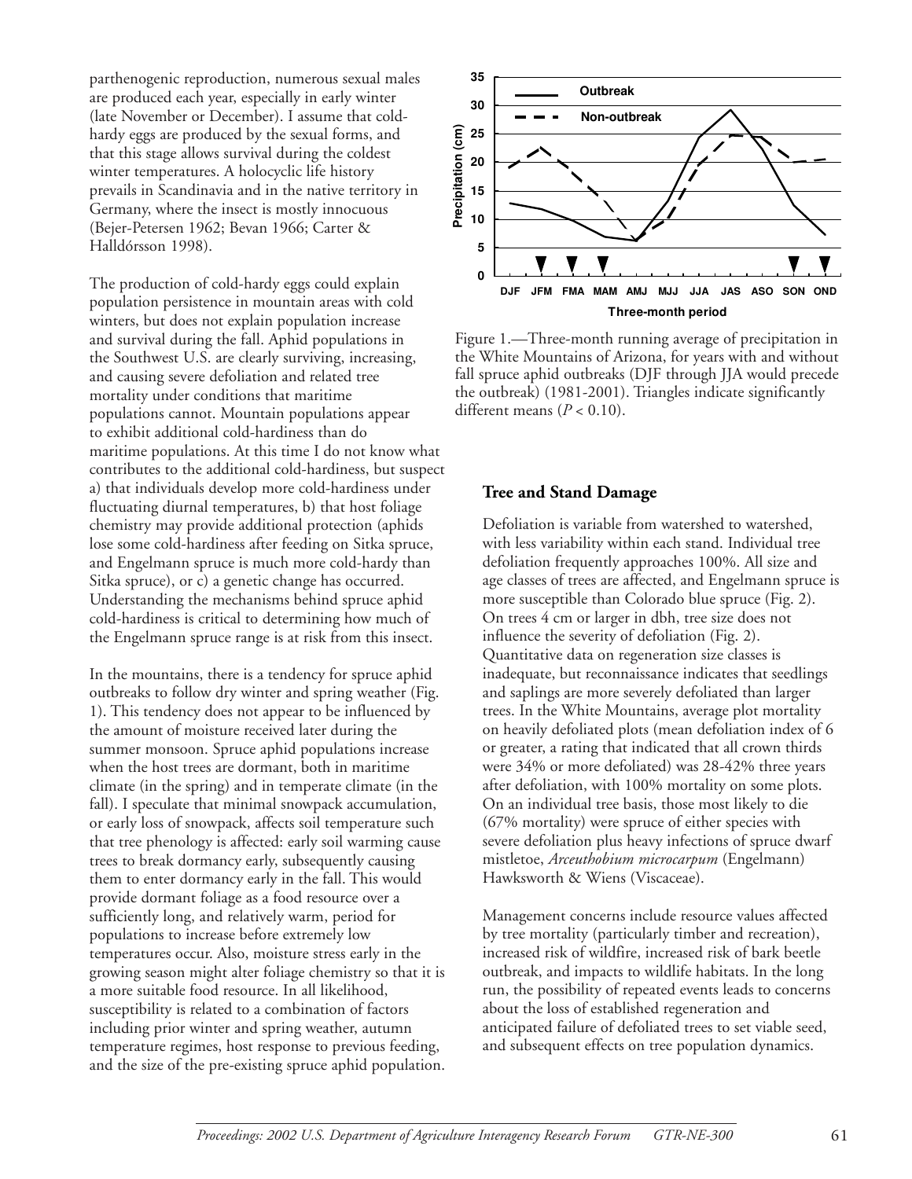parthenogenic reproduction, numerous sexual males are produced each year, especially in early winter (late November or December). I assume that cold-hardy eggs are produced by the sexual forms, and that this stage allows survival during the coldest winter temperatures. A holocyclic life history prevails in Scandinavia and in the native territory in Germany, where the insect is mostly innocuous (Bejer-Petersen 1962; Bevan 1966; Carter & Halldórsson 1998).

The production of cold-hardy eggs could explain population persistence in mountain areas with cold winters, but does not explain population increase and survival during the fall. Aphid populations in the Southwest U.S. are clearly surviving, increasing, and causing severe defoliation and related tree mortality under conditions that maritime populations cannot. Mountain populations appear to exhibit additional cold-hardiness than do maritime populations. At this time I do not know what contributes to the additional cold-hardiness, but suspect a) that individuals develop more cold-hardiness under fluctuating diurnal temperatures, b) that host foliage chemistry may provide additional protection (aphids lose some cold-hardiness after feeding on Sitka spruce, and Engelmann spruce is much more cold-hardy than Sitka spruce), or c) a genetic change has occurred. Understanding the mechanisms behind spruce aphid cold-hardiness is critical to determining how much of the Engelmann spruce range is at risk from this insect.

In the mountains, there is a tendency for spruce aphid outbreaks to follow dry winter and spring weather (Fig. 1). This tendency does not appear to be influenced by the amount of moisture received later during the summer monsoon. Spruce aphid populations increase when the host trees are dormant, both in maritime climate (in the spring) and in temperate climate (in the fall). I speculate that minimal snowpack accumulation, or early loss of snowpack, affects soil temperature such that tree phenology is affected: early soil warming cause trees to break dormancy early, subsequently causing them to enter dormancy early in the fall. This would provide dormant foliage as a food resource over a sufficiently long, and relatively warm, period for populations to increase before extremely low temperatures occur. Also, moisture stress early in the growing season might alter foliage chemistry so that it is a more suitable food resource. In all likelihood, susceptibility is related to a combination of factors including prior winter and spring weather, autumn temperature regimes, host response to previous feeding, and the size of the pre-existing spruce aphid population.

Figure 1.—Three-month running average of precipitation in the White Mountains of Arizona, for years with and without fall spruce aphid outbreaks (DJF through JJA would precede the outbreak) (1981-2001). Triangles indicate significantly different means ($P < 0.10$).

## Tree and Stand Damage

Defoliation is variable from watershed to watershed, with less variability within each stand. Individual tree defoliation frequently approaches 100%. All size and age classes of trees are affected, and Engelmann spruce is more susceptible than Colorado blue spruce (Fig. 2). On trees 4 cm or larger in dbh, tree size does not influence the severity of defoliation (Fig. 2). Quantitative data on regeneration size classes is inadequate, but reconnaissance indicates that seedlings and saplings are more severely defoliated than larger trees. In the White Mountains, average plot mortality on heavily defoliated plots (mean defoliation index of 6 or greater, a rating that indicated that all crown thirds were 34% or more defoliated) was 28-42% three years after defoliation, with 100% mortality on some plots. On an individual tree basis, those most likely to die (67% mortality) were spruce of either species with severe defoliation plus heavy infections of spruce dwarf mistletoe, *Arceuthobium microcarpum* (Engelmann) Hawksworth & Wiens (Viscaceae).

Management concerns include resource values affected by tree mortality (particularly timber and recreation), increased risk of wildfire, increased risk of bark beetle outbreak, and impacts to wildlife habitats. In the long run, the possibility of repeated events leads to concerns about the loss of established regeneration and anticipated failure of defoliated trees to set viable seed, and subsequent effects on tree population dynamics.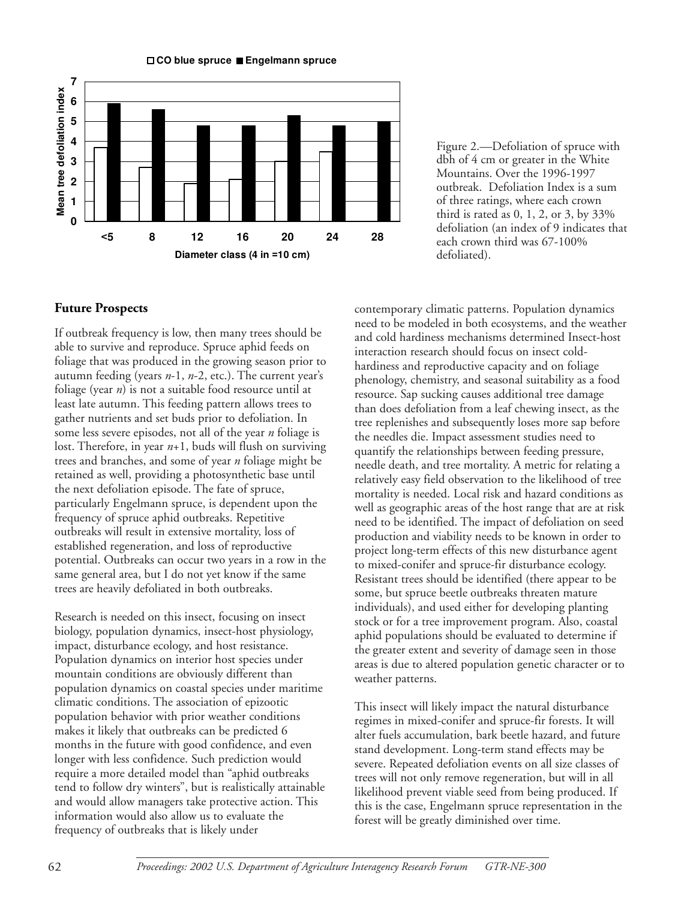Figure 2.—Defoliation of spruce with dbh of 4 cm or greater in the White Mountains. Over the 1996-1997 outbreak. Defoliation Index is a sum of three ratings, where each crown third is rated as 0, 1, 2, or 3, by 33% defoliation (an index of 9 indicates that each crown third was 67-100% defoliated).

## Future Prospects

If outbreak frequency is low, then many trees should be able to survive and reproduce. Spruce aphid feeds on foliage that was produced in the growing season prior to autumn feeding (years *n*-1, *n*-2, etc.). The current year's foliage (year *n*) is not a suitable food resource until at least late autumn. This feeding pattern allows trees to gather nutrients and set buds prior to defoliation. In some less severe episodes, not all of the year *n* foliage is lost. Therefore, in year *n*+1, buds will flush on surviving trees and branches, and some of year *n* foliage might be retained as well, providing a photosynthetic base until the next defoliation episode. The fate of spruce, particularly Engelmann spruce, is dependent upon the frequency of spruce aphid outbreaks. Repetitive outbreaks will result in extensive mortality, loss of established regeneration, and loss of reproductive potential. Outbreaks can occur two years in a row in the same general area, but I do not yet know if the same trees are heavily defoliated in both outbreaks.

Research is needed on this insect, focusing on insect biology, population dynamics, insect-host physiology, impact, disturbance ecology, and host resistance. Population dynamics on interior host species under mountain conditions are obviously different than population dynamics on coastal species under maritime climatic conditions. The association of epizootic population behavior with prior weather conditions makes it likely that outbreaks can be predicted 6 months in the future with good confidence, and even longer with less confidence. Such prediction would require a more detailed model than "aphid outbreaks tend to follow dry winters", but is realistically attainable and would allow managers take protective action. This information would also allow us to evaluate the frequency of outbreaks that is likely under contemporary climatic patterns. Population dynamics need to be modeled in both ecosystems, and the weather and cold hardiness mechanisms determined Insect-host interaction research should focus on insect cold-hardiness and reproductive capacity and on foliage phenology, chemistry, and seasonal suitability as a food resource. Sap sucking causes additional tree damage than does defoliation from a leaf chewing insect, as the tree replenishes and subsequently loses more sap before the needles die. Impact assessment studies need to quantify the relationships between feeding pressure, needle death, and tree mortality. A metric for relating a relatively easy field observation to the likelihood of tree mortality is needed. Local risk and hazard conditions as well as geographic areas of the host range that are at risk need to be identified. The impact of defoliation on seed production and viability needs to be known in order to project long-term effects of this new disturbance agent to mixed-conifer and spruce-fir disturbance ecology. Resistant trees should be identified (there appear to be some, but spruce beetle outbreaks threaten mature individuals), and used either for developing planting stock or for a tree improvement program. Also, coastal aphid populations should be evaluated to determine if the greater extent and severity of damage seen in those areas is due to altered population genetic character or to weather patterns.

This insect will likely impact the natural disturbance regimes in mixed-conifer and spruce-fir forests. It will alter fuels accumulation, bark beetle hazard, and future stand development. Long-term stand effects may be severe. Repeated defoliation events on all size classes of trees will not only remove regeneration, but will in all likelihood prevent viable seed from being produced. If this is the case, Engelmann spruce representation in the forest will be greatly diminished over time.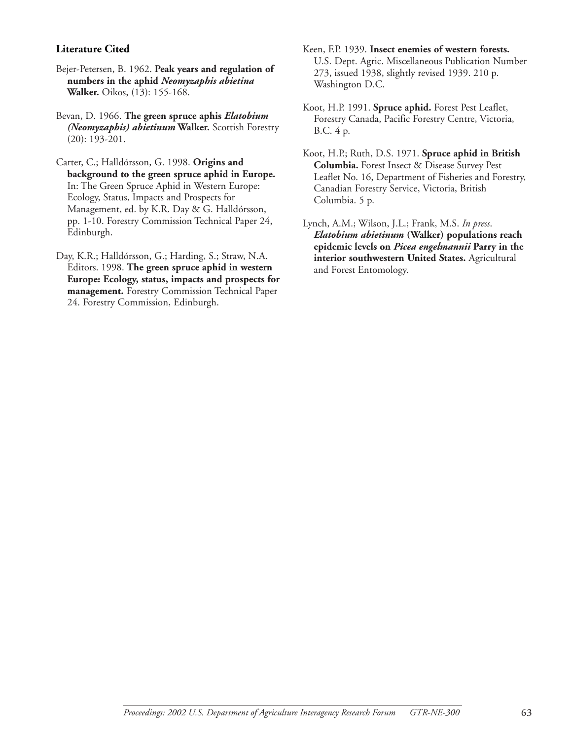## Literature Cited

Bejer-Petersen, B. 1962. **Peak years and regulation of numbers in the aphid *Neomyzaphis abietina* Walker.** Oikos, (13): 155-168.

Bevan, D. 1966. **The green spruce aphis *Elatobium (Neomyzaphis) abietinum* Walker.** Scottish Forestry (20): 193-201.

Carter, C.; Halldórsson, G. 1998. **Origins and background to the green spruce aphid in Europe.** In: The Green Spruce Aphid in Western Europe: Ecology, Status, Impacts and Prospects for Management, ed. by K.R. Day & G. Halldórsson, pp. 1-10. Forestry Commission Technical Paper 24, Edinburgh.

Day, K.R.; Halldórsson, G.; Harding, S.; Straw, N.A. Editors. 1998. **The green spruce aphid in western Europe: Ecology, status, impacts and prospects for management.** Forestry Commission Technical Paper 24. Forestry Commission, Edinburgh.

Keen, F.P. 1939. **Insect enemies of western forests.** U.S. Dept. Agric. Miscellaneous Publication Number 273, issued 1938, slightly revised 1939. 210 p. Washington D.C.

Koot, H.P. 1991. **Spruce aphid.** Forest Pest Leaflet, Forestry Canada, Pacific Forestry Centre, Victoria, B.C. 4 p.

Koot, H.P.; Ruth, D.S. 1971. **Spruce aphid in British Columbia.** Forest Insect & Disease Survey Pest Leaflet No. 16, Department of Fisheries and Forestry, Canadian Forestry Service, Victoria, British Columbia. 5 p.

Lynch, A.M.; Wilson, J.L.; Frank, M.S. *In press*. ***Elatobium abietinum* (Walker) populations reach epidemic levels on *Picea engelmannii* Parry in the interior southwestern United States.** Agricultural and Forest Entomology.